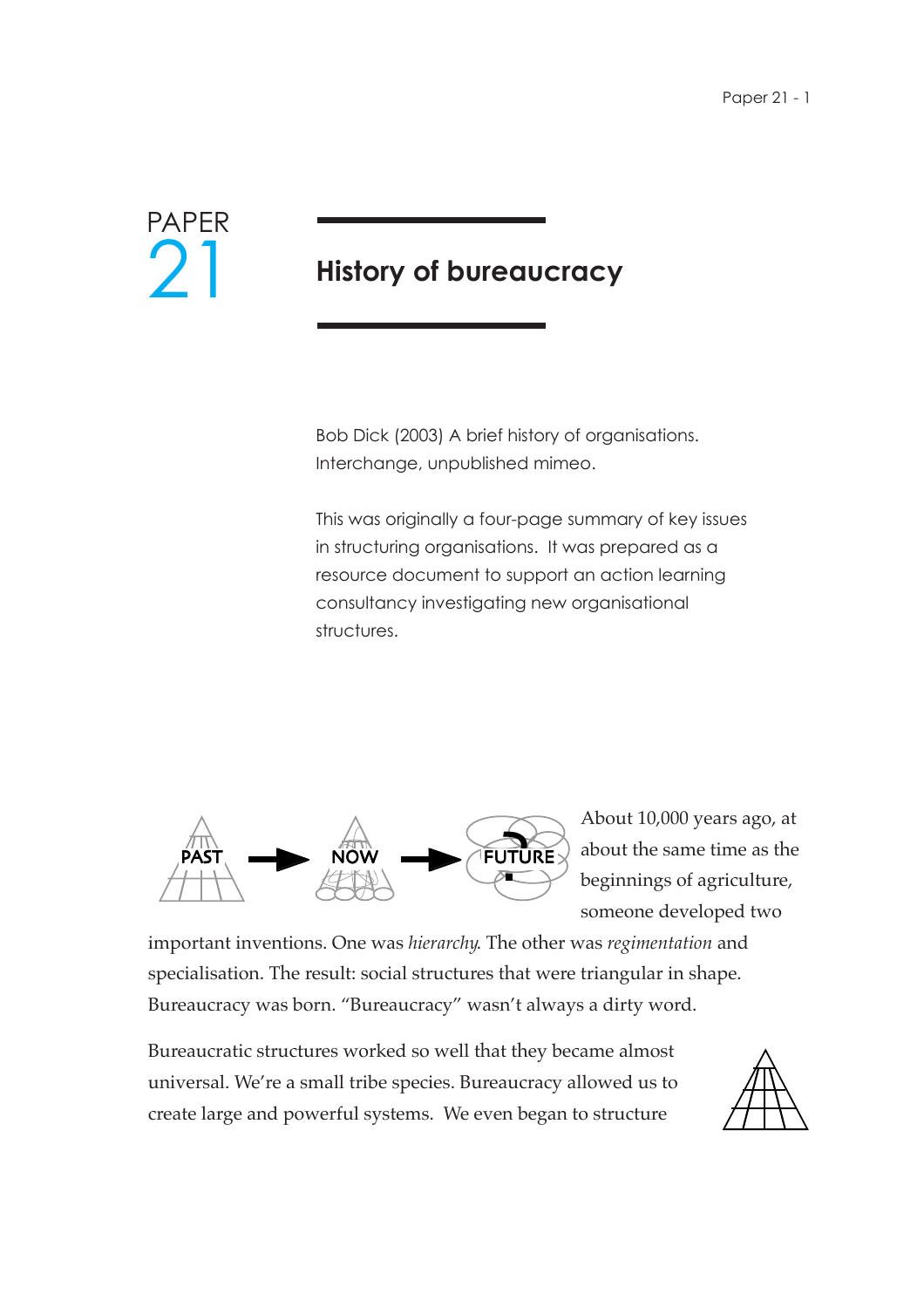# PAPER 21

## History of bureaucracy

Bob Dick (2003) A brief history of organisations. Interchange, unpublished mimeo.

This was originally a four-page summary of key issues in structuring organisations. It was prepared as a resource document to support an action learning consultancy investigating new organisational structures.

About 10,000 years ago, at about the same time as the beginnings of agriculture, someone developed two important inventions. One was *hierarchy*. The other was *regimentation* and specialisation. The result: social structures that were triangular in shape. Bureaucracy was born. "Bureaucracy" wasn't always a dirty word.

Bureaucratic structures worked so well that they became almost universal. We're a small tribe species. Bureaucracy allowed us to create large and powerful systems. We even began to structure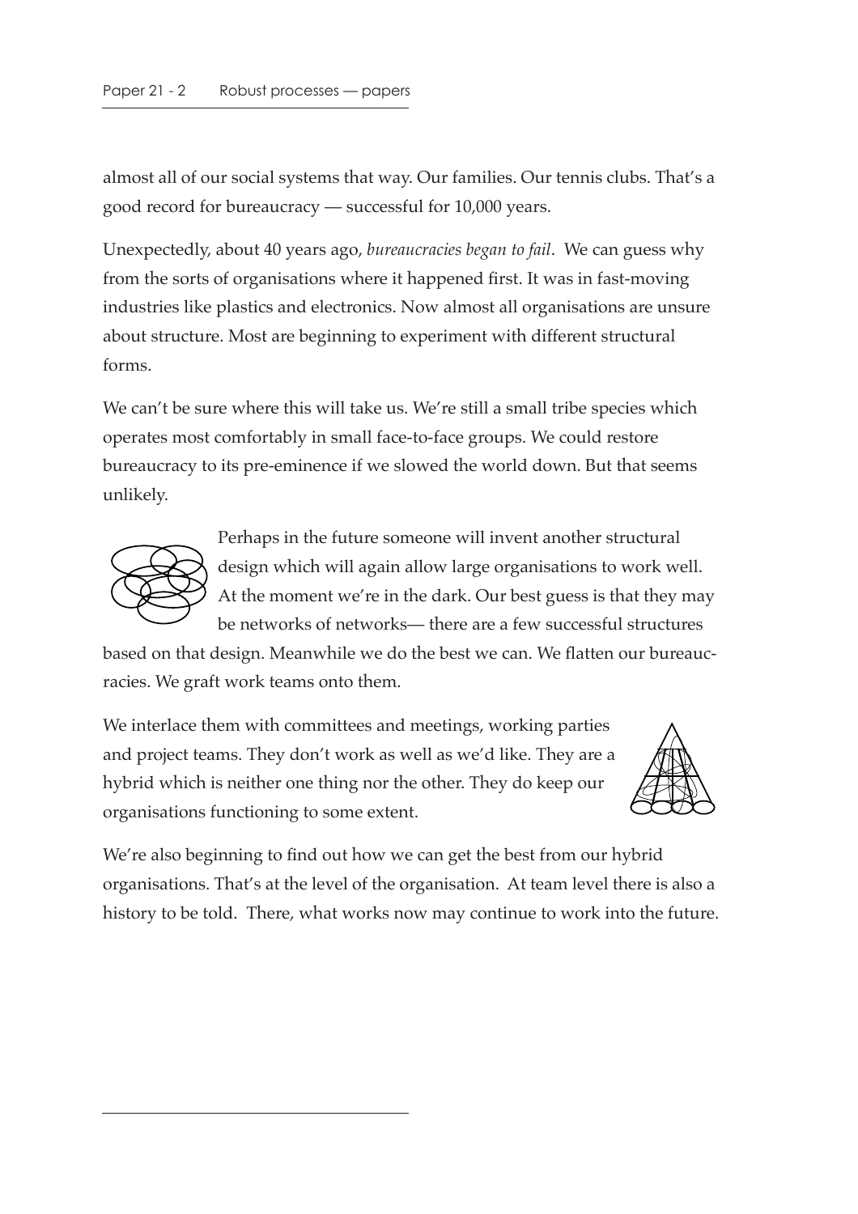almost all of our social systems that way. Our families. Our tennis clubs. That's a good record for bureaucracy — successful for 10,000 years.

Unexpectedly, about 40 years ago, *bureaucracies began to fail*. We can guess why from the sorts of organisations where it happened first. It was in fast-moving industries like plastics and electronics. Now almost all organisations are unsure about structure. Most are beginning to experiment with different structural forms.

We can't be sure where this will take us. We're still a small tribe species which operates most comfortably in small face-to-face groups. We could restore bureaucracy to its pre-eminence if we slowed the world down. But that seems unlikely.

Perhaps in the future someone will invent another structural design which will again allow large organisations to work well. At the moment we're in the dark. Our best guess is that they may be networks of networks— there are a few successful structures based on that design. Meanwhile we do the best we can. We flatten our bureaucracies. We graft work teams onto them.

We interlace them with committees and meetings, working parties and project teams. They don't work as well as we'd like. They are a hybrid which is neither one thing nor the other. They do keep our organisations functioning to some extent.

We're also beginning to find out how we can get the best from our hybrid organisations. That's at the level of the organisation. At team level there is also a history to be told. There, what works now may continue to work into the future.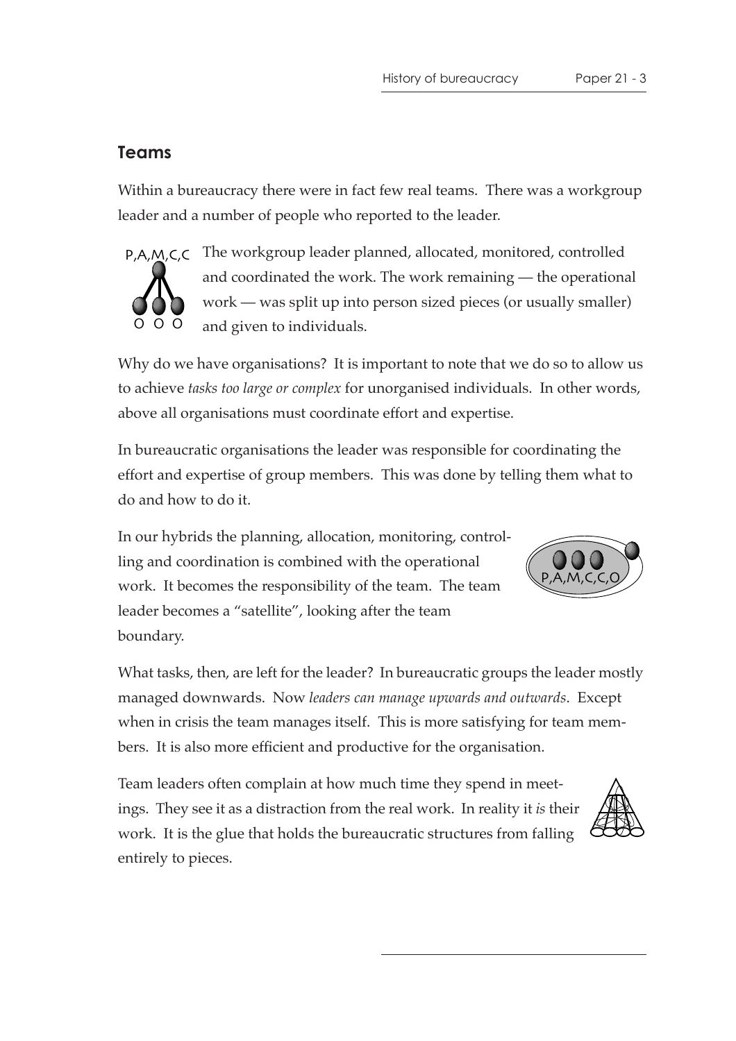## Teams

Within a bureaucracy there were in fact few real teams. There was a workgroup leader and a number of people who reported to the leader.

The workgroup leader planned, allocated, monitored, controlled and coordinated the work. The work remaining — the operational work — was split up into person sized pieces (or usually smaller) and given to individuals.

Why do we have organisations? It is important to note that we do so to allow us to achieve *tasks too large or complex* for unorganised individuals. In other words, above all organisations must coordinate effort and expertise.

In bureaucratic organisations the leader was responsible for coordinating the effort and expertise of group members. This was done by telling them what to do and how to do it.

In our hybrids the planning, allocation, monitoring, controlling and coordination is combined with the operational work. It becomes the responsibility of the team. The team leader becomes a "satellite", looking after the team boundary.

What tasks, then, are left for the leader? In bureaucratic groups the leader mostly managed downwards. Now *leaders can manage upwards and outwards*. Except when in crisis the team manages itself. This is more satisfying for team members. It is also more efficient and productive for the organisation.

Team leaders often complain at how much time they spend in meetings. They see it as a distraction from the real work. In reality it *is* their work. It is the glue that holds the bureaucratic structures from falling entirely to pieces.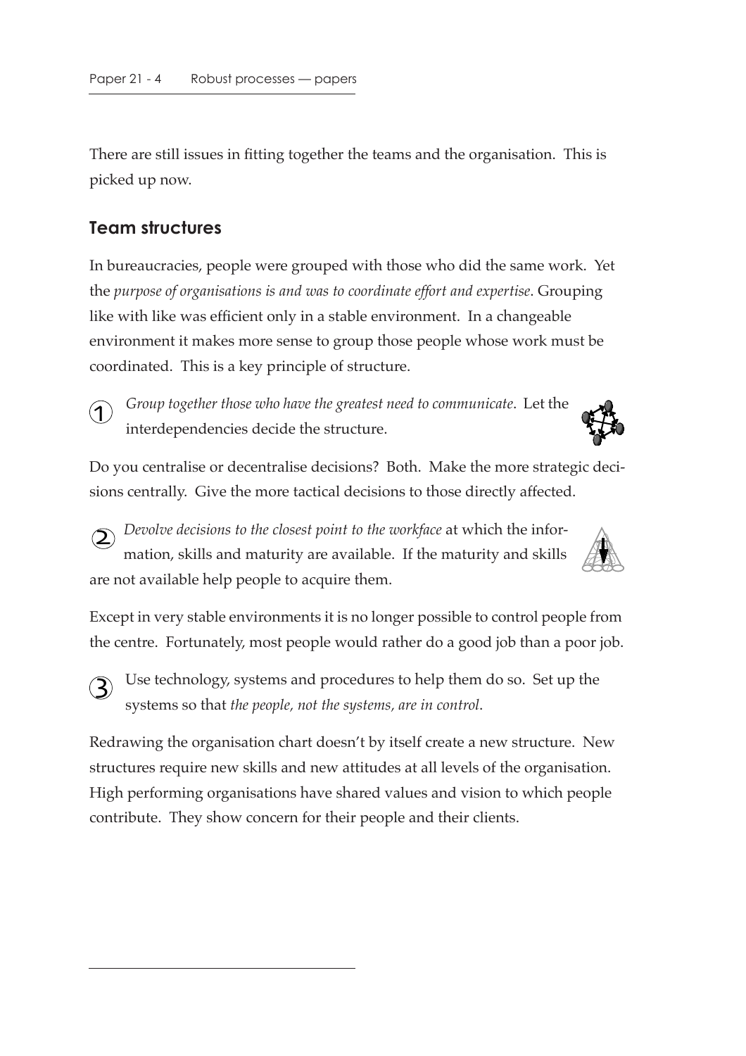There are still issues in fitting together the teams and the organisation. This is picked up now.

## Team structures

In bureaucracies, people were grouped with those who did the same work. Yet the *purpose of organisations is and was to coordinate effort and expertise*. Grouping like with like was efficient only in a stable environment. In a changeable environment it makes more sense to group those people whose work must be coordinated. This is a key principle of structure.

1. *Group together those who have the greatest need to communicate*. Let the interdependencies decide the structure.

Do you centralise or decentralise decisions? Both. Make the more strategic decisions centrally. Give the more tactical decisions to those directly affected.

2. *Devolve decisions to the closest point to the workface* at which the information, skills and maturity are available. If the maturity and skills are not available help people to acquire them.

Except in very stable environments it is no longer possible to control people from the centre. Fortunately, most people would rather do a good job than a poor job.

3. Use technology, systems and procedures to help them do so. Set up the systems so that *the people, not the systems, are in control*.

Redrawing the organisation chart doesn't by itself create a new structure. New structures require new skills and new attitudes at all levels of the organisation. High performing organisations have shared values and vision to which people contribute. They show concern for their people and their clients.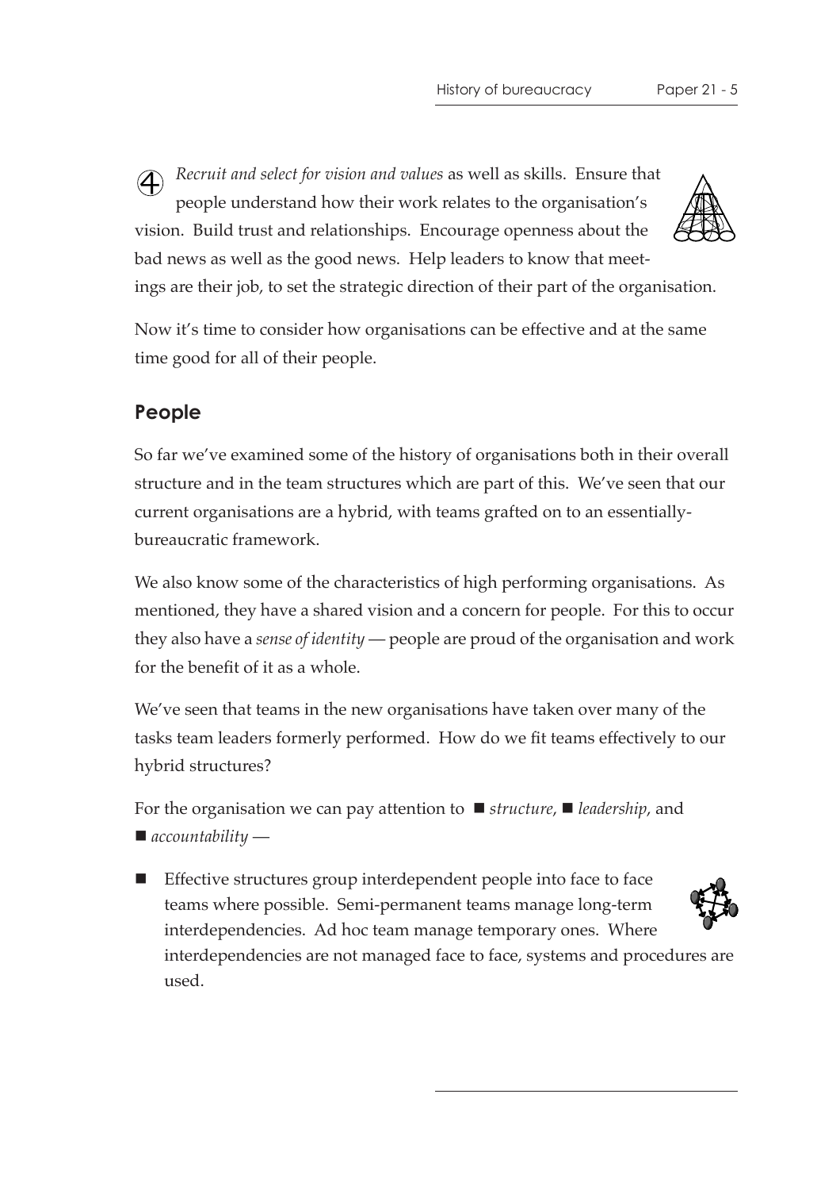④ *Recruit and select for vision and values* as well as skills. Ensure that people understand how their work relates to the organisation's vision. Build trust and relationships. Encourage openness about the bad news as well as the good news. Help leaders to know that meetings are their job, to set the strategic direction of their part of the organisation.

Now it's time to consider how organisations can be effective and at the same time good for all of their people.

## People

So far we've examined some of the history of organisations both in their overall structure and in the team structures which are part of this. We've seen that our current organisations are a hybrid, with teams grafted on to an essentially-bureaucratic framework.

We also know some of the characteristics of high performing organisations. As mentioned, they have a shared vision and a concern for people. For this to occur they also have a *sense of identity* — people are proud of the organisation and work for the benefit of it as a whole.

We've seen that teams in the new organisations have taken over many of the tasks team leaders formerly performed. How do we fit teams effectively to our hybrid structures?

For the organisation we can pay attention to ■ *structure*, ■ *leadership*, and ■ *accountability* —

- Effective structures group interdependent people into face to face teams where possible. Semi-permanent teams manage long-term interdependencies. Ad hoc team manage temporary ones. Where interdependencies are not managed face to face, systems and procedures are used.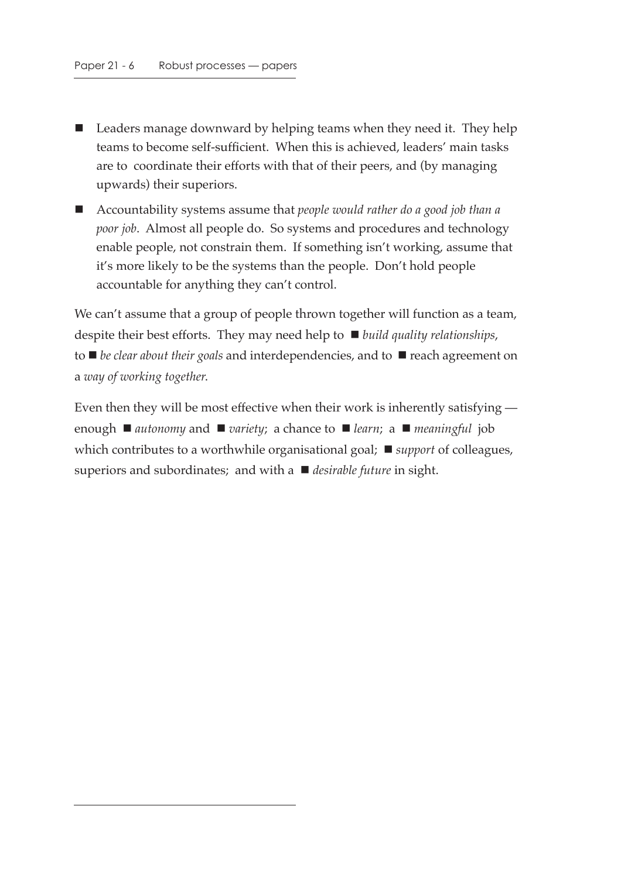- Leaders manage downward by helping teams when they need it. They help teams to become self-sufficient. When this is achieved, leaders' main tasks are to coordinate their efforts with that of their peers, and (by managing upwards) their superiors.
- Accountability systems assume that *people would rather do a good job than a poor job*. Almost all people do. So systems and procedures and technology enable people, not constrain them. If something isn't working, assume that it's more likely to be the systems than the people. Don't hold people accountable for anything they can't control.

We can't assume that a group of people thrown together will function as a team, despite their best efforts. They may need help to ■ *build quality relationships*, to ■ *be clear about their goals* and interdependencies, and to ■ reach agreement on a *way of working together*.

Even then they will be most effective when their work is inherently satisfying — enough ■ *autonomy* and ■ *variety*; a chance to ■ *learn*; a ■ *meaningful* job which contributes to a worthwhile organisational goal; ■ *support* of colleagues, superiors and subordinates; and with a ■ *desirable future* in sight.